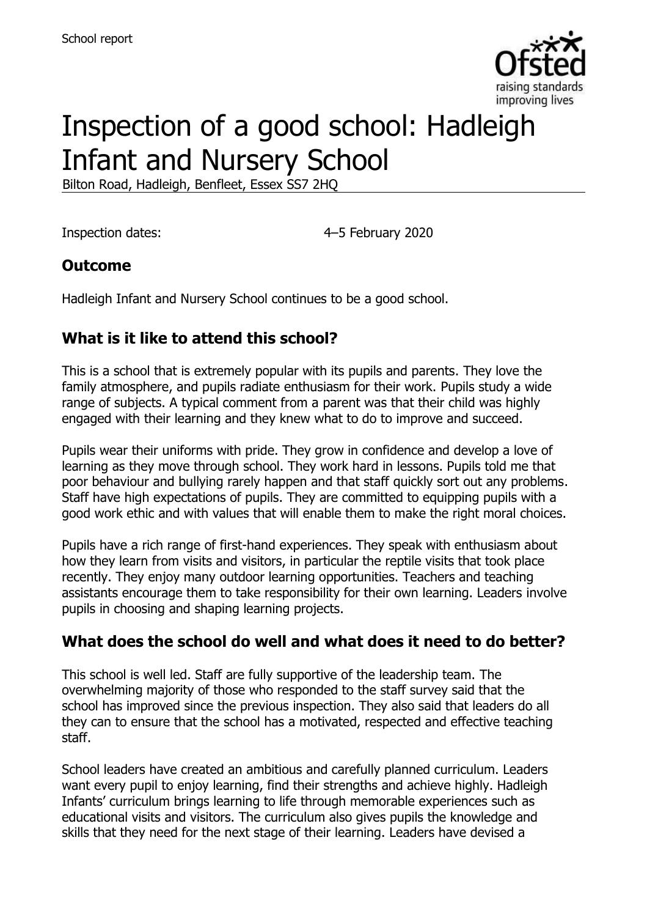School report

# Inspection of a good school: Hadleigh Infant and Nursery School

Bilton Road, Hadleigh, Benfleet, Essex SS7 2HQ

Inspection dates: 4–5 February 2020

## Outcome

Hadleigh Infant and Nursery School continues to be a good school.

## What is it like to attend this school?

This is a school that is extremely popular with its pupils and parents. They love the family atmosphere, and pupils radiate enthusiasm for their work. Pupils study a wide range of subjects. A typical comment from a parent was that their child was highly engaged with their learning and they knew what to do to improve and succeed.

Pupils wear their uniforms with pride. They grow in confidence and develop a love of learning as they move through school. They work hard in lessons. Pupils told me that poor behaviour and bullying rarely happen and that staff quickly sort out any problems. Staff have high expectations of pupils. They are committed to equipping pupils with a good work ethic and with values that will enable them to make the right moral choices.

Pupils have a rich range of first-hand experiences. They speak with enthusiasm about how they learn from visits and visitors, in particular the reptile visits that took place recently. They enjoy many outdoor learning opportunities. Teachers and teaching assistants encourage them to take responsibility for their own learning. Leaders involve pupils in choosing and shaping learning projects.

## What does the school do well and what does it need to do better?

This school is well led. Staff are fully supportive of the leadership team. The overwhelming majority of those who responded to the staff survey said that the school has improved since the previous inspection. They also said that leaders do all they can to ensure that the school has a motivated, respected and effective teaching staff.

School leaders have created an ambitious and carefully planned curriculum. Leaders want every pupil to enjoy learning, find their strengths and achieve highly. Hadleigh Infants' curriculum brings learning to life through memorable experiences such as educational visits and visitors. The curriculum also gives pupils the knowledge and skills that they need for the next stage of their learning. Leaders have devised a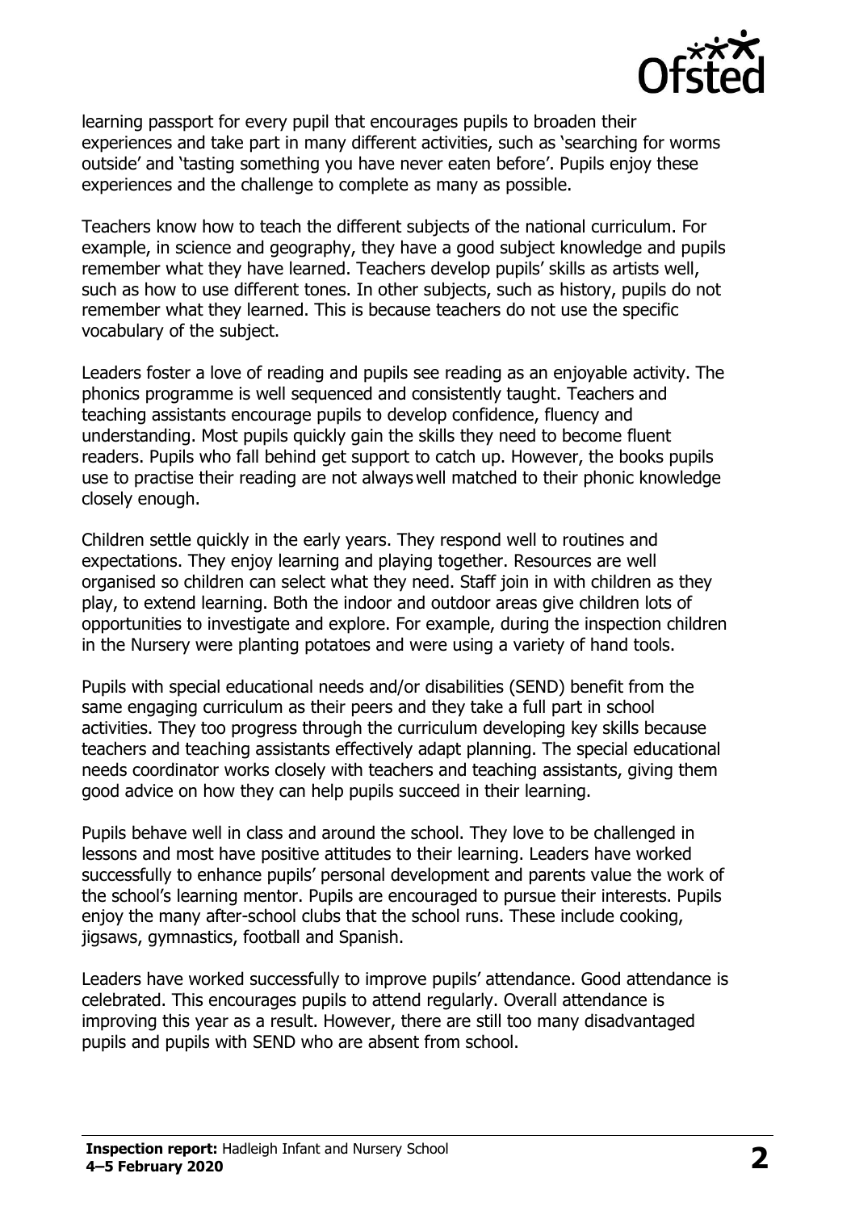learning passport for every pupil that encourages pupils to broaden their experiences and take part in many different activities, such as 'searching for worms outside' and 'tasting something you have never eaten before'. Pupils enjoy these experiences and the challenge to complete as many as possible.

Teachers know how to teach the different subjects of the national curriculum. For example, in science and geography, they have a good subject knowledge and pupils remember what they have learned. Teachers develop pupils' skills as artists well, such as how to use different tones. In other subjects, such as history, pupils do not remember what they learned. This is because teachers do not use the specific vocabulary of the subject.

Leaders foster a love of reading and pupils see reading as an enjoyable activity. The phonics programme is well sequenced and consistently taught. Teachers and teaching assistants encourage pupils to develop confidence, fluency and understanding. Most pupils quickly gain the skills they need to become fluent readers. Pupils who fall behind get support to catch up. However, the books pupils use to practise their reading are not always well matched to their phonic knowledge closely enough.

Children settle quickly in the early years. They respond well to routines and expectations. They enjoy learning and playing together. Resources are well organised so children can select what they need. Staff join in with children as they play, to extend learning. Both the indoor and outdoor areas give children lots of opportunities to investigate and explore. For example, during the inspection children in the Nursery were planting potatoes and were using a variety of hand tools.

Pupils with special educational needs and/or disabilities (SEND) benefit from the same engaging curriculum as their peers and they take a full part in school activities. They too progress through the curriculum developing key skills because teachers and teaching assistants effectively adapt planning. The special educational needs coordinator works closely with teachers and teaching assistants, giving them good advice on how they can help pupils succeed in their learning.

Pupils behave well in class and around the school. They love to be challenged in lessons and most have positive attitudes to their learning. Leaders have worked successfully to enhance pupils' personal development and parents value the work of the school's learning mentor. Pupils are encouraged to pursue their interests. Pupils enjoy the many after-school clubs that the school runs. These include cooking, jigsaws, gymnastics, football and Spanish.

Leaders have worked successfully to improve pupils' attendance. Good attendance is celebrated. This encourages pupils to attend regularly. Overall attendance is improving this year as a result. However, there are still too many disadvantaged pupils and pupils with SEND who are absent from school.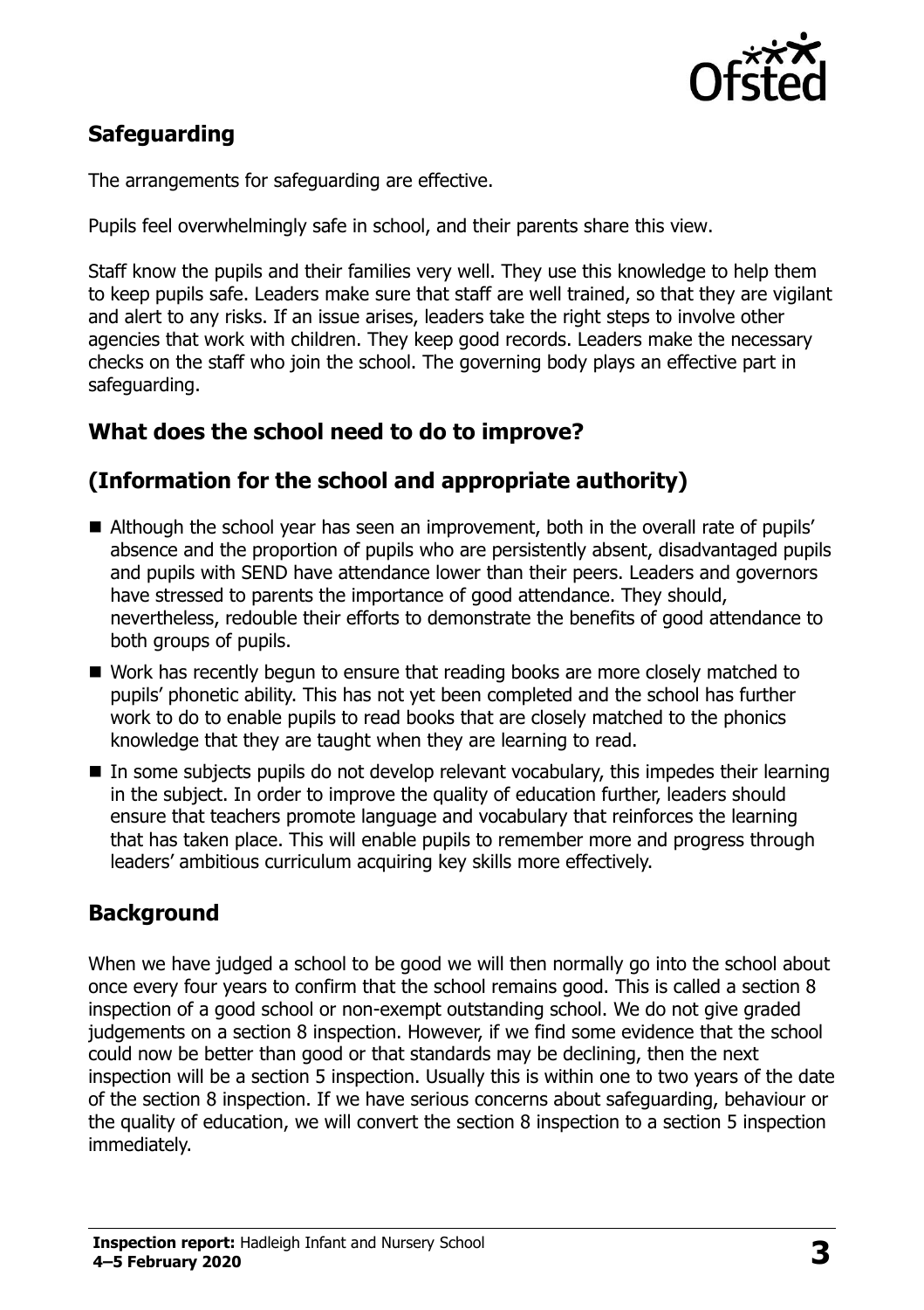## Safeguarding

The arrangements for safeguarding are effective.

Pupils feel overwhelmingly safe in school, and their parents share this view.

Staff know the pupils and their families very well. They use this knowledge to help them to keep pupils safe. Leaders make sure that staff are well trained, so that they are vigilant and alert to any risks. If an issue arises, leaders take the right steps to involve other agencies that work with children. They keep good records. Leaders make the necessary checks on the staff who join the school. The governing body plays an effective part in safeguarding.

## What does the school need to do to improve?

## (Information for the school and appropriate authority)

- Although the school year has seen an improvement, both in the overall rate of pupils' absence and the proportion of pupils who are persistently absent, disadvantaged pupils and pupils with SEND have attendance lower than their peers. Leaders and governors have stressed to parents the importance of good attendance. They should, nevertheless, redouble their efforts to demonstrate the benefits of good attendance to both groups of pupils.
- Work has recently begun to ensure that reading books are more closely matched to pupils' phonetic ability. This has not yet been completed and the school has further work to do to enable pupils to read books that are closely matched to the phonics knowledge that they are taught when they are learning to read.
- In some subjects pupils do not develop relevant vocabulary, this impedes their learning in the subject. In order to improve the quality of education further, leaders should ensure that teachers promote language and vocabulary that reinforces the learning that has taken place. This will enable pupils to remember more and progress through leaders' ambitious curriculum acquiring key skills more effectively.

## Background

When we have judged a school to be good we will then normally go into the school about once every four years to confirm that the school remains good. This is called a section 8 inspection of a good school or non-exempt outstanding school. We do not give graded judgements on a section 8 inspection. However, if we find some evidence that the school could now be better than good or that standards may be declining, then the next inspection will be a section 5 inspection. Usually this is within one to two years of the date of the section 8 inspection. If we have serious concerns about safeguarding, behaviour or the quality of education, we will convert the section 8 inspection to a section 5 inspection immediately.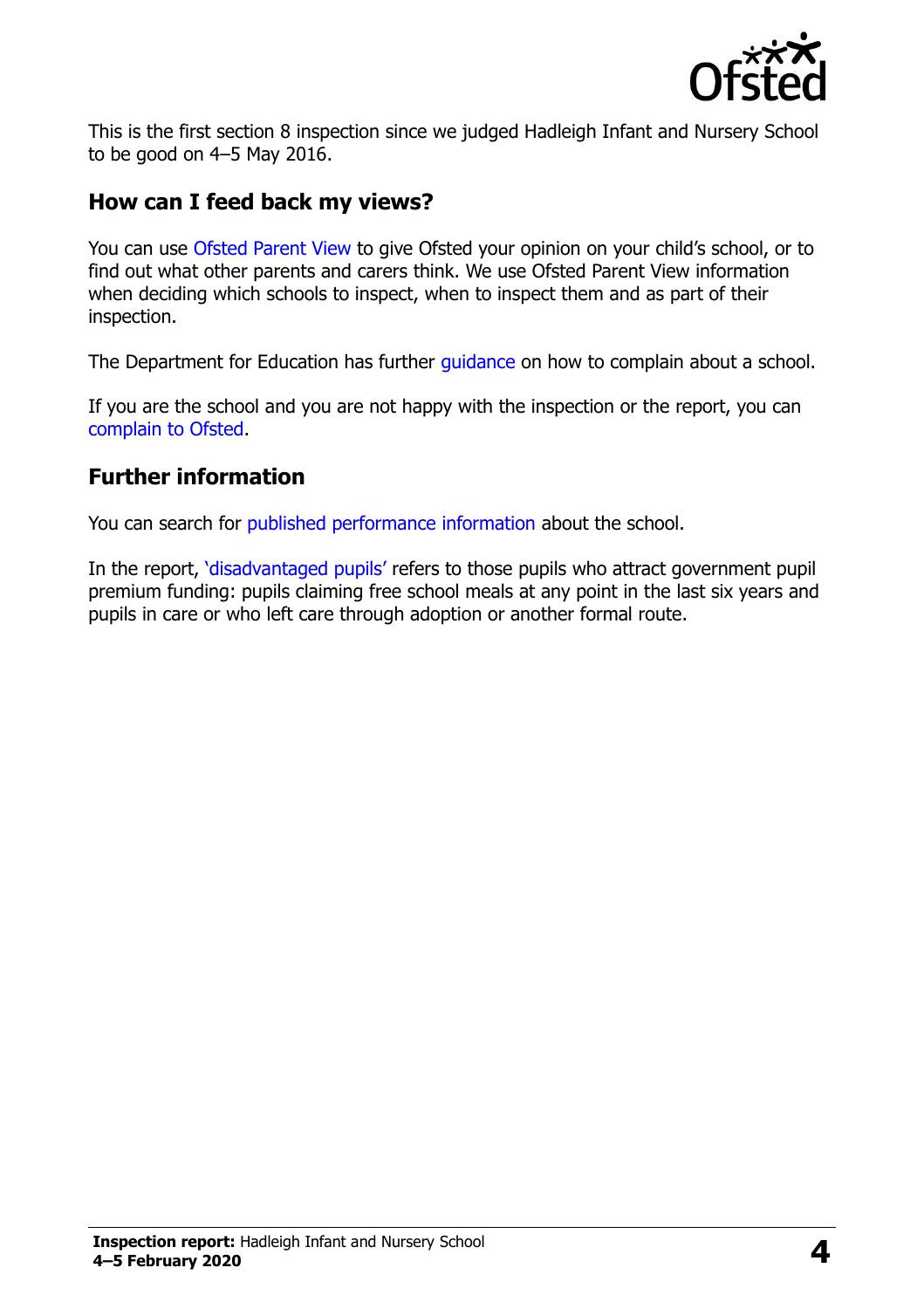This is the first section 8 inspection since we judged Hadleigh Infant and Nursery School to be good on 4–5 May 2016.

## How can I feed back my views?

You can use Ofsted Parent View to give Ofsted your opinion on your child's school, or to find out what other parents and carers think. We use Ofsted Parent View information when deciding which schools to inspect, when to inspect them and as part of their inspection.

The Department for Education has further guidance on how to complain about a school.

If you are the school and you are not happy with the inspection or the report, you can complain to Ofsted.

## Further information

You can search for published performance information about the school.

In the report, 'disadvantaged pupils' refers to those pupils who attract government pupil premium funding: pupils claiming free school meals at any point in the last six years and pupils in care or who left care through adoption or another formal route.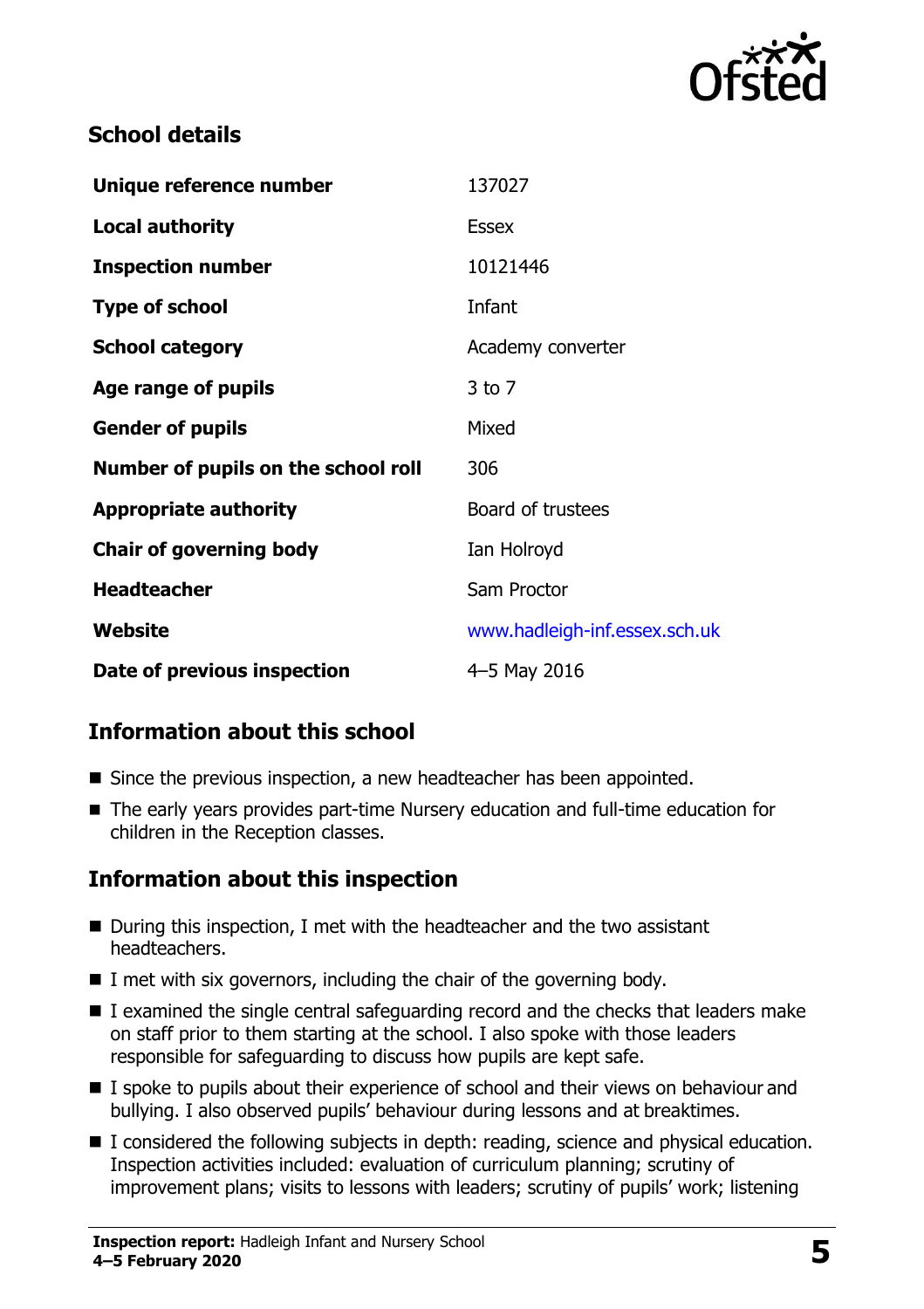## School details

| | |
|---|---|
| **Unique reference number** | 137027 |
| **Local authority** | Essex |
| **Inspection number** | 10121446 |
| **Type of school** | Infant |
| **School category** | Academy converter |
| **Age range of pupils** | 3 to 7 |
| **Gender of pupils** | Mixed |
| **Number of pupils on the school roll** | 306 |
| **Appropriate authority** | Board of trustees |
| **Chair of governing body** | Ian Holroyd |
| **Headteacher** | Sam Proctor |
| **Website** | www.hadleigh-inf.essex.sch.uk |
| **Date of previous inspection** | 4–5 May 2016 |

## Information about this school

- Since the previous inspection, a new headteacher has been appointed.
- The early years provides part-time Nursery education and full-time education for children in the Reception classes.

## Information about this inspection

- During this inspection, I met with the headteacher and the two assistant headteachers.
- I met with six governors, including the chair of the governing body.
- I examined the single central safeguarding record and the checks that leaders make on staff prior to them starting at the school. I also spoke with those leaders responsible for safeguarding to discuss how pupils are kept safe.
- I spoke to pupils about their experience of school and their views on behaviour and bullying. I also observed pupils' behaviour during lessons and at breaktimes.
- I considered the following subjects in depth: reading, science and physical education. Inspection activities included: evaluation of curriculum planning; scrutiny of improvement plans; visits to lessons with leaders; scrutiny of pupils' work; listening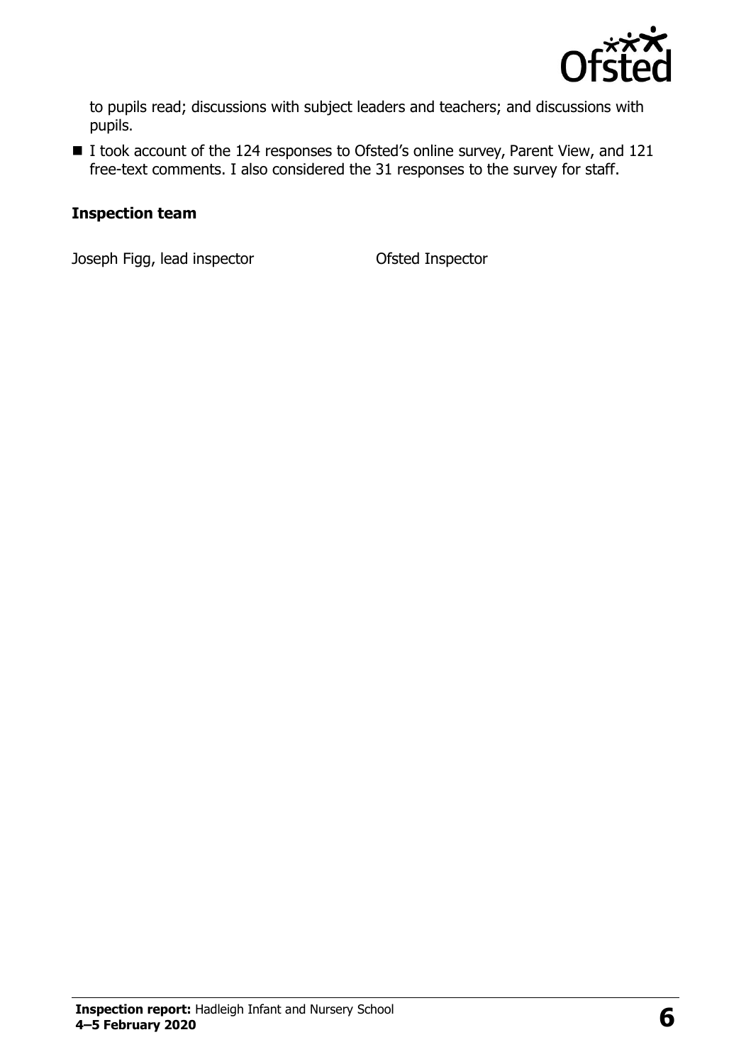to pupils read; discussions with subject leaders and teachers; and discussions with pupils.

- I took account of the 124 responses to Ofsted's online survey, Parent View, and 121 free-text comments. I also considered the 31 responses to the survey for staff.

### Inspection team

| | |
|---|---|
| Joseph Figg, lead inspector | Ofsted Inspector |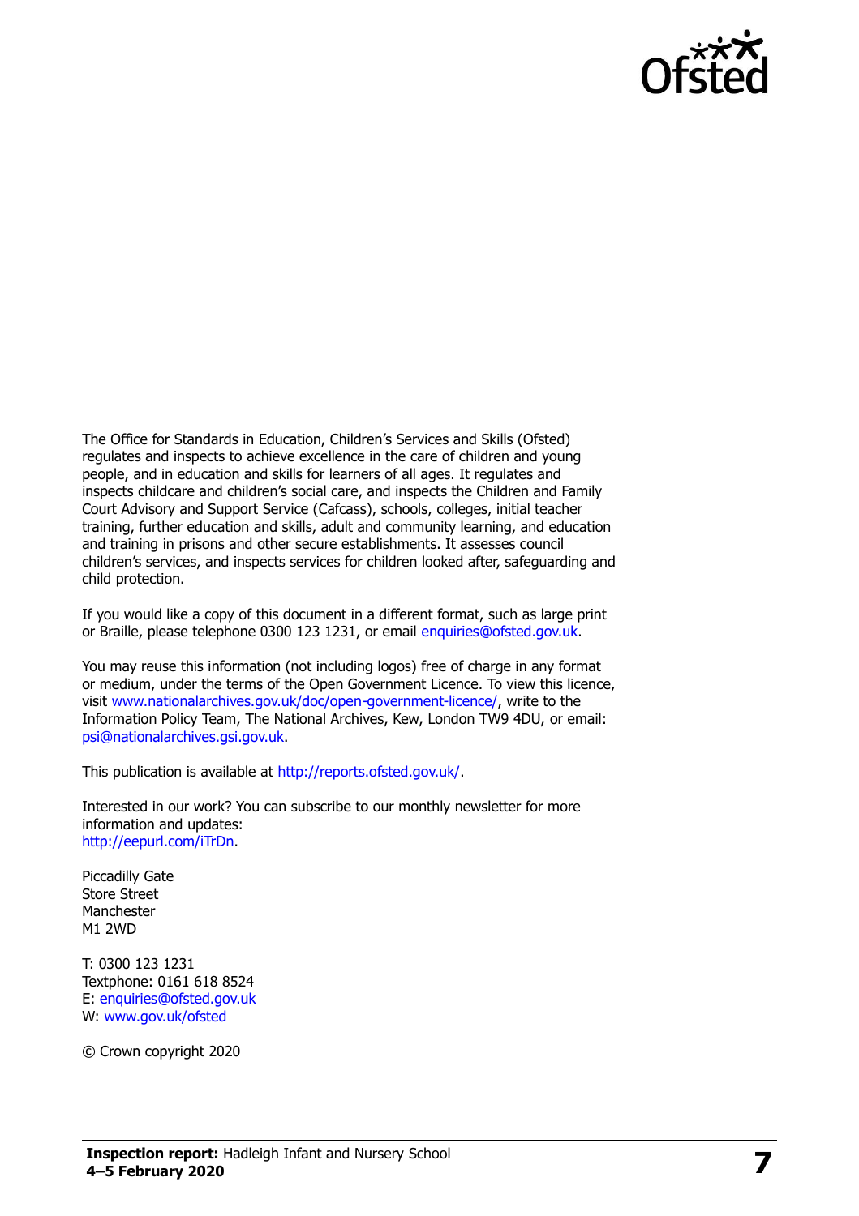The Office for Standards in Education, Children's Services and Skills (Ofsted) regulates and inspects to achieve excellence in the care of children and young people, and in education and skills for learners of all ages. It regulates and inspects childcare and children's social care, and inspects the Children and Family Court Advisory and Support Service (Cafcass), schools, colleges, initial teacher training, further education and skills, adult and community learning, and education and training in prisons and other secure establishments. It assesses council children's services, and inspects services for children looked after, safeguarding and child protection.

If you would like a copy of this document in a different format, such as large print or Braille, please telephone 0300 123 1231, or email enquiries@ofsted.gov.uk.

You may reuse this information (not including logos) free of charge in any format or medium, under the terms of the Open Government Licence. To view this licence, visit www.nationalarchives.gov.uk/doc/open-government-licence/, write to the Information Policy Team, The National Archives, Kew, London TW9 4DU, or email: psi@nationalarchives.gsi.gov.uk.

This publication is available at http://reports.ofsted.gov.uk/.

Interested in our work? You can subscribe to our monthly newsletter for more information and updates:
http://eepurl.com/iTrDn.

Piccadilly Gate
Store Street
Manchester
M1 2WD

T: 0300 123 1231
Textphone: 0161 618 8524
E: enquiries@ofsted.gov.uk
W: www.gov.uk/ofsted

© Crown copyright 2020